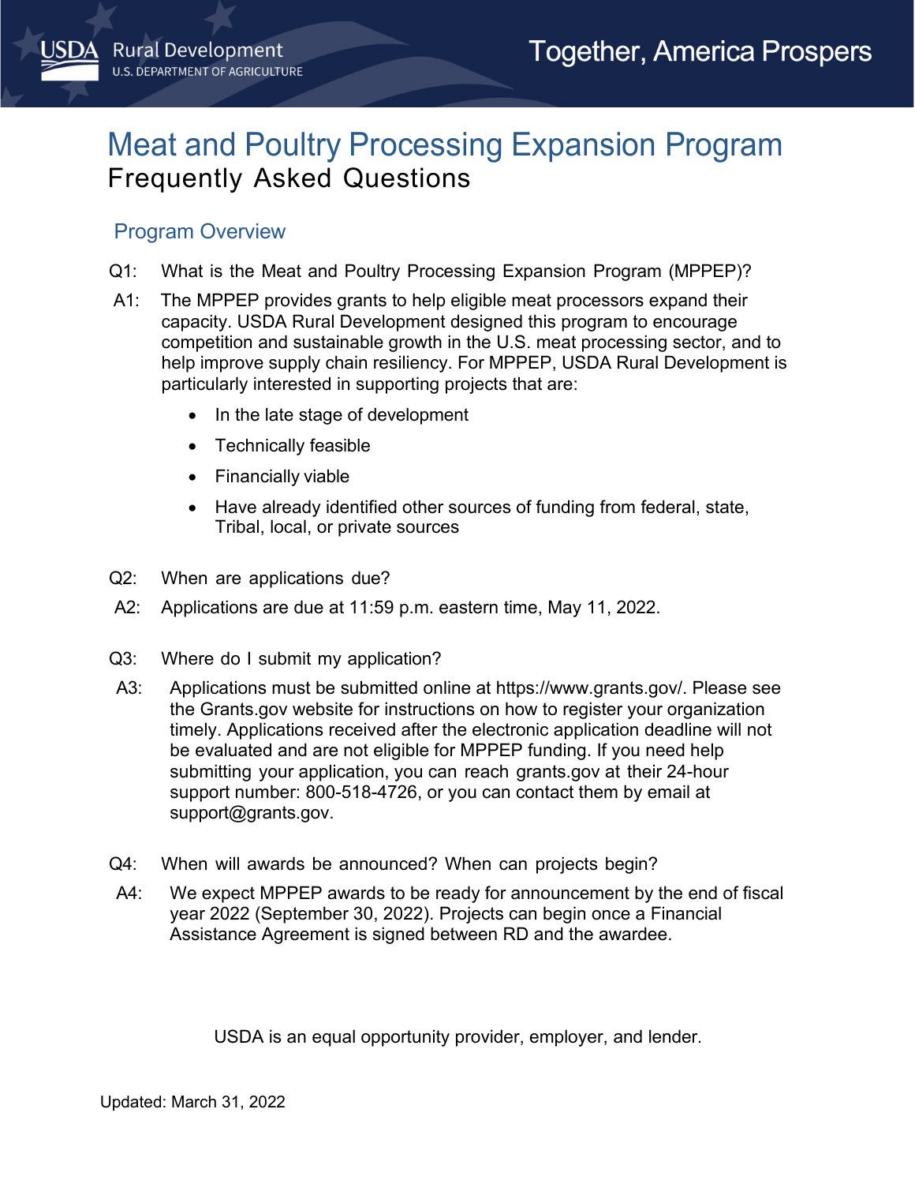# Meat and Poultry Processing Expansion Program

## Frequently Asked Questions

### Program Overview

Q1: What is the Meat and Poultry Processing Expansion Program (MPPEP)?

A1: The MPPEP provides grants to help eligible meat processors expand their capacity. USDA Rural Development designed this program to encourage competition and sustainable growth in the U.S. meat processing sector, and to help improve supply chain resiliency. For MPPEP, USDA Rural Development is particularly interested in supporting projects that are:

- In the late stage of development
- Technically feasible
- Financially viable
- Have already identified other sources of funding from federal, state, Tribal, local, or private sources

Q2: When are applications due?

A2: Applications are due at 11:59 p.m. eastern time, May 11, 2022.

Q3: Where do I submit my application?

A3: Applications must be submitted online at https://www.grants.gov/. Please see the Grants.gov website for instructions on how to register your organization timely. Applications received after the electronic application deadline will not be evaluated and are not eligible for MPPEP funding. If you need help submitting your application, you can reach grants.gov at their 24-hour support number: 800-518-4726, or you can contact them by email at support@grants.gov.

Q4: When will awards be announced? When can projects begin?

A4: We expect MPPEP awards to be ready for announcement by the end of fiscal year 2022 (September 30, 2022). Projects can begin once a Financial Assistance Agreement is signed between RD and the awardee.

USDA is an equal opportunity provider, employer, and lender.

Updated: March 31, 2022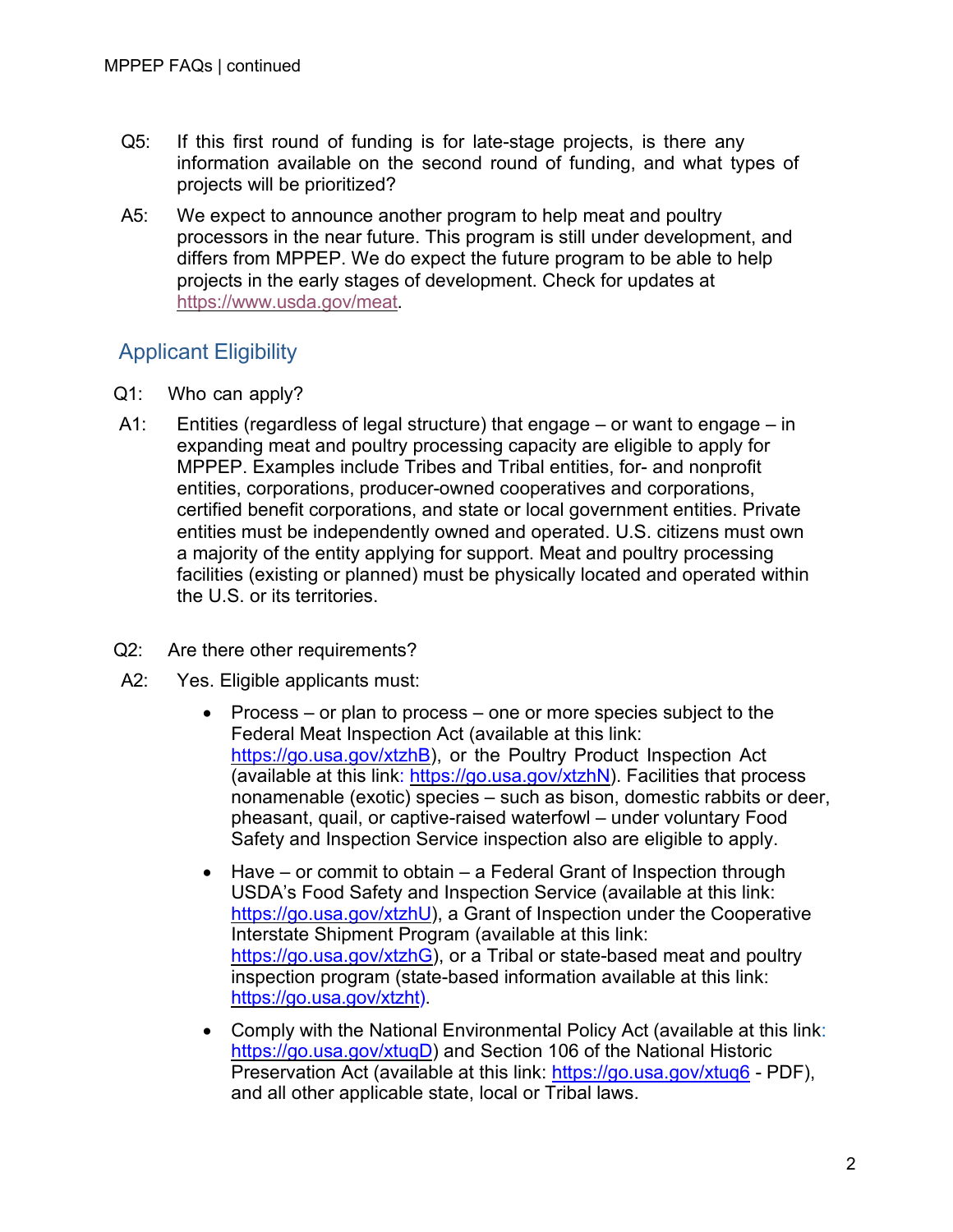Q5: If this first round of funding is for late-stage projects, is there any information available on the second round of funding, and what types of projects will be prioritized?

A5: We expect to announce another program to help meat and poultry processors in the near future. This program is still under development, and differs from MPPEP. We do expect the future program to be able to help projects in the early stages of development. Check for updates at https://www.usda.gov/meat.

## Applicant Eligibility

Q1: Who can apply?

A1: Entities (regardless of legal structure) that engage – or want to engage – in expanding meat and poultry processing capacity are eligible to apply for MPPEP. Examples include Tribes and Tribal entities, for- and nonprofit entities, corporations, producer-owned cooperatives and corporations, certified benefit corporations, and state or local government entities. Private entities must be independently owned and operated. U.S. citizens must own a majority of the entity applying for support. Meat and poultry processing facilities (existing or planned) must be physically located and operated within the U.S. or its territories.

Q2: Are there other requirements?

A2: Yes. Eligible applicants must:

- Process – or plan to process – one or more species subject to the Federal Meat Inspection Act (available at this link: https://go.usa.gov/xtzhB), or the Poultry Product Inspection Act (available at this link: https://go.usa.gov/xtzhN). Facilities that process nonamenable (exotic) species – such as bison, domestic rabbits or deer, pheasant, quail, or captive-raised waterfowl – under voluntary Food Safety and Inspection Service inspection also are eligible to apply.
- Have – or commit to obtain – a Federal Grant of Inspection through USDA's Food Safety and Inspection Service (available at this link: https://go.usa.gov/xtzhU), a Grant of Inspection under the Cooperative Interstate Shipment Program (available at this link: https://go.usa.gov/xtzhG), or a Tribal or state-based meat and poultry inspection program (state-based information available at this link: https://go.usa.gov/xtzht).
- Comply with the National Environmental Policy Act (available at this link: https://go.usa.gov/xtuqD) and Section 106 of the National Historic Preservation Act (available at this link: https://go.usa.gov/xtuq6 - PDF), and all other applicable state, local or Tribal laws.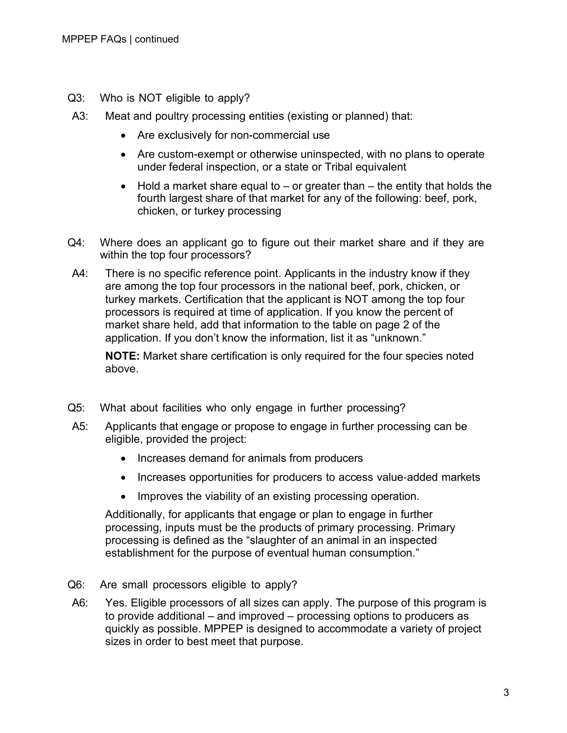Q3: Who is NOT eligible to apply?

A3: Meat and poultry processing entities (existing or planned) that:

- Are exclusively for non-commercial use
- Are custom-exempt or otherwise uninspected, with no plans to operate under federal inspection, or a state or Tribal equivalent
- Hold a market share equal to – or greater than – the entity that holds the fourth largest share of that market for any of the following: beef, pork, chicken, or turkey processing

Q4: Where does an applicant go to figure out their market share and if they are within the top four processors?

A4: There is no specific reference point. Applicants in the industry know if they are among the top four processors in the national beef, pork, chicken, or turkey markets. Certification that the applicant is NOT among the top four processors is required at time of application. If you know the percent of market share held, add that information to the table on page 2 of the application. If you don't know the information, list it as "unknown."

**NOTE:** Market share certification is only required for the four species noted above.

Q5: What about facilities who only engage in further processing?

A5: Applicants that engage or propose to engage in further processing can be eligible, provided the project:

- Increases demand for animals from producers
- Increases opportunities for producers to access value-added markets
- Improves the viability of an existing processing operation.

Additionally, for applicants that engage or plan to engage in further processing, inputs must be the products of primary processing. Primary processing is defined as the "slaughter of an animal in an inspected establishment for the purpose of eventual human consumption."

Q6: Are small processors eligible to apply?

A6: Yes. Eligible processors of all sizes can apply. The purpose of this program is to provide additional – and improved – processing options to producers as quickly as possible. MPPEP is designed to accommodate a variety of project sizes in order to best meet that purpose.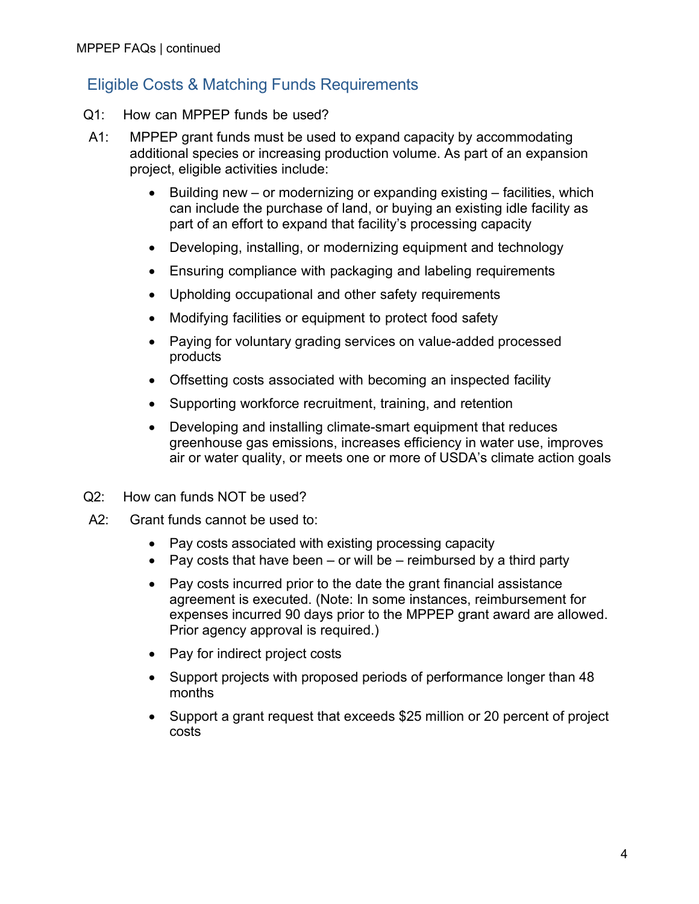## Eligible Costs & Matching Funds Requirements

Q1: How can MPPEP funds be used?

A1: MPPEP grant funds must be used to expand capacity by accommodating additional species or increasing production volume. As part of an expansion project, eligible activities include:

- Building new – or modernizing or expanding existing – facilities, which can include the purchase of land, or buying an existing idle facility as part of an effort to expand that facility's processing capacity
- Developing, installing, or modernizing equipment and technology
- Ensuring compliance with packaging and labeling requirements
- Upholding occupational and other safety requirements
- Modifying facilities or equipment to protect food safety
- Paying for voluntary grading services on value-added processed products
- Offsetting costs associated with becoming an inspected facility
- Supporting workforce recruitment, training, and retention
- Developing and installing climate-smart equipment that reduces greenhouse gas emissions, increases efficiency in water use, improves air or water quality, or meets one or more of USDA's climate action goals

Q2: How can funds NOT be used?

A2: Grant funds cannot be used to:

- Pay costs associated with existing processing capacity
- Pay costs that have been – or will be – reimbursed by a third party
- Pay costs incurred prior to the date the grant financial assistance agreement is executed. (Note: In some instances, reimbursement for expenses incurred 90 days prior to the MPPEP grant award are allowed. Prior agency approval is required.)
- Pay for indirect project costs
- Support projects with proposed periods of performance longer than 48 months
- Support a grant request that exceeds $25 million or 20 percent of project costs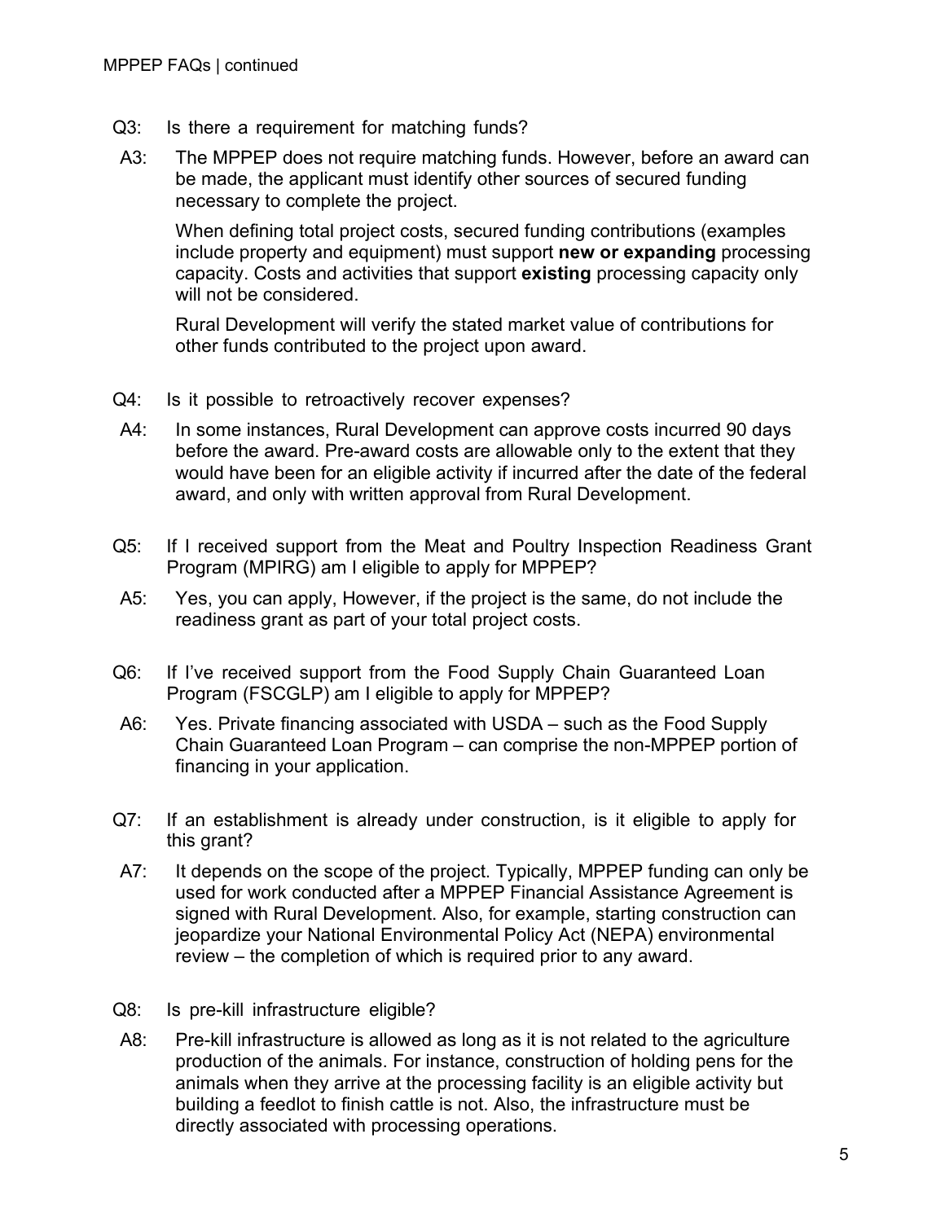Q3: Is there a requirement for matching funds?

A3: The MPPEP does not require matching funds. However, before an award can be made, the applicant must identify other sources of secured funding necessary to complete the project.

When defining total project costs, secured funding contributions (examples include property and equipment) must support **new or expanding** processing capacity. Costs and activities that support **existing** processing capacity only will not be considered.

Rural Development will verify the stated market value of contributions for other funds contributed to the project upon award.

Q4: Is it possible to retroactively recover expenses?

A4: In some instances, Rural Development can approve costs incurred 90 days before the award. Pre-award costs are allowable only to the extent that they would have been for an eligible activity if incurred after the date of the federal award, and only with written approval from Rural Development.

Q5: If I received support from the Meat and Poultry Inspection Readiness Grant Program (MPIRG) am I eligible to apply for MPPEP?

A5: Yes, you can apply, However, if the project is the same, do not include the readiness grant as part of your total project costs.

Q6: If I've received support from the Food Supply Chain Guaranteed Loan Program (FSCGLP) am I eligible to apply for MPPEP?

A6: Yes. Private financing associated with USDA – such as the Food Supply Chain Guaranteed Loan Program – can comprise the non-MPPEP portion of financing in your application.

Q7: If an establishment is already under construction, is it eligible to apply for this grant?

A7: It depends on the scope of the project. Typically, MPPEP funding can only be used for work conducted after a MPPEP Financial Assistance Agreement is signed with Rural Development. Also, for example, starting construction can jeopardize your National Environmental Policy Act (NEPA) environmental review – the completion of which is required prior to any award.

Q8: Is pre-kill infrastructure eligible?

A8: Pre-kill infrastructure is allowed as long as it is not related to the agriculture production of the animals. For instance, construction of holding pens for the animals when they arrive at the processing facility is an eligible activity but building a feedlot to finish cattle is not. Also, the infrastructure must be directly associated with processing operations.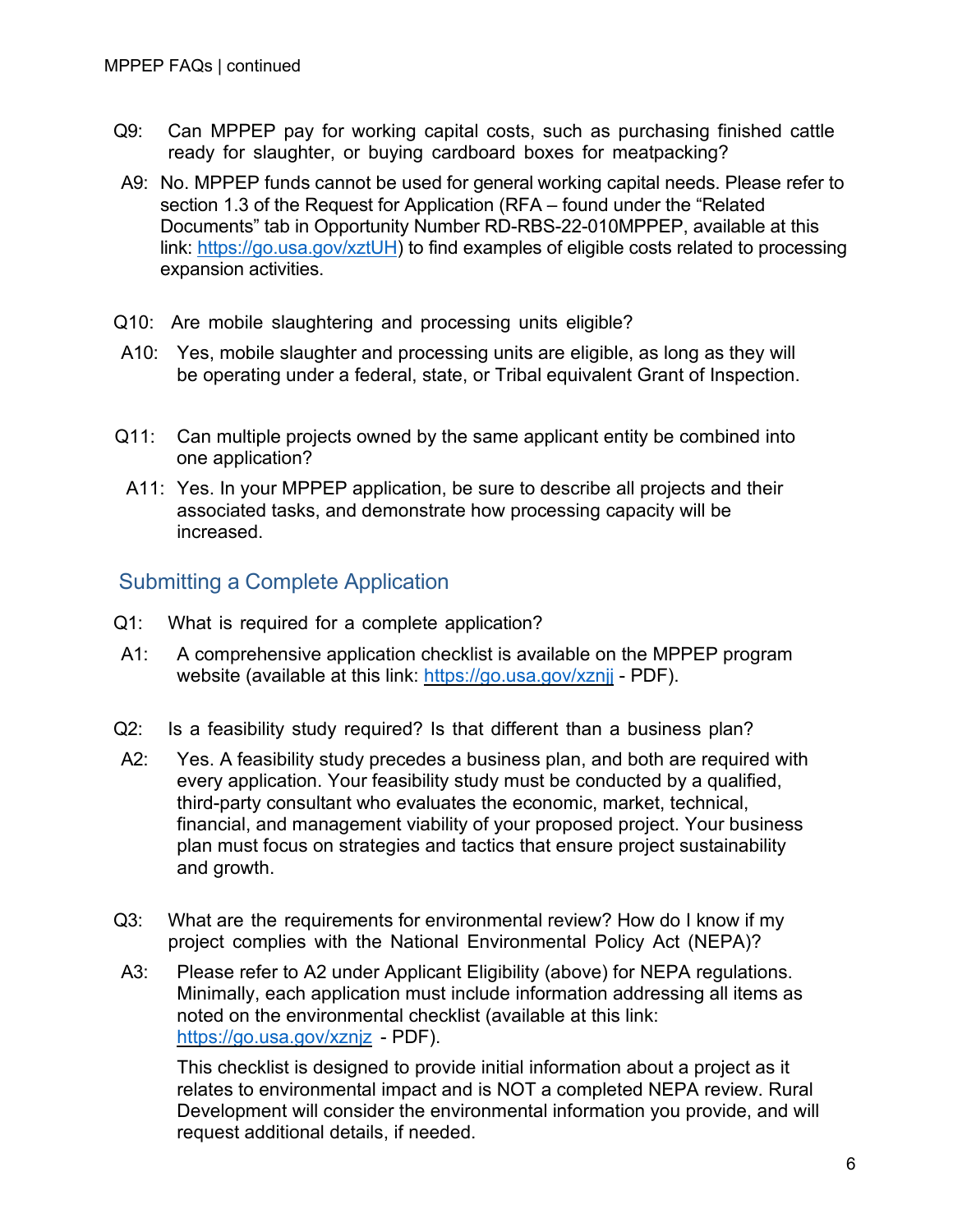Q9: Can MPPEP pay for working capital costs, such as purchasing finished cattle ready for slaughter, or buying cardboard boxes for meatpacking?

A9: No. MPPEP funds cannot be used for general working capital needs. Please refer to section 1.3 of the Request for Application (RFA – found under the "Related Documents" tab in Opportunity Number RD-RBS-22-010MPPEP, available at this link: https://go.usa.gov/xztUH) to find examples of eligible costs related to processing expansion activities.

Q10: Are mobile slaughtering and processing units eligible?

A10: Yes, mobile slaughter and processing units are eligible, as long as they will be operating under a federal, state, or Tribal equivalent Grant of Inspection.

Q11: Can multiple projects owned by the same applicant entity be combined into one application?

A11: Yes. In your MPPEP application, be sure to describe all projects and their associated tasks, and demonstrate how processing capacity will be increased.

## Submitting a Complete Application

Q1: What is required for a complete application?

A1: A comprehensive application checklist is available on the MPPEP program website (available at this link: https://go.usa.gov/xznjj - PDF).

Q2: Is a feasibility study required? Is that different than a business plan?

A2: Yes. A feasibility study precedes a business plan, and both are required with every application. Your feasibility study must be conducted by a qualified, third-party consultant who evaluates the economic, market, technical, financial, and management viability of your proposed project. Your business plan must focus on strategies and tactics that ensure project sustainability and growth.

Q3: What are the requirements for environmental review? How do I know if my project complies with the National Environmental Policy Act (NEPA)?

A3: Please refer to A2 under Applicant Eligibility (above) for NEPA regulations. Minimally, each application must include information addressing all items as noted on the environmental checklist (available at this link: https://go.usa.gov/xznjz - PDF).

This checklist is designed to provide initial information about a project as it relates to environmental impact and is NOT a completed NEPA review. Rural Development will consider the environmental information you provide, and will request additional details, if needed.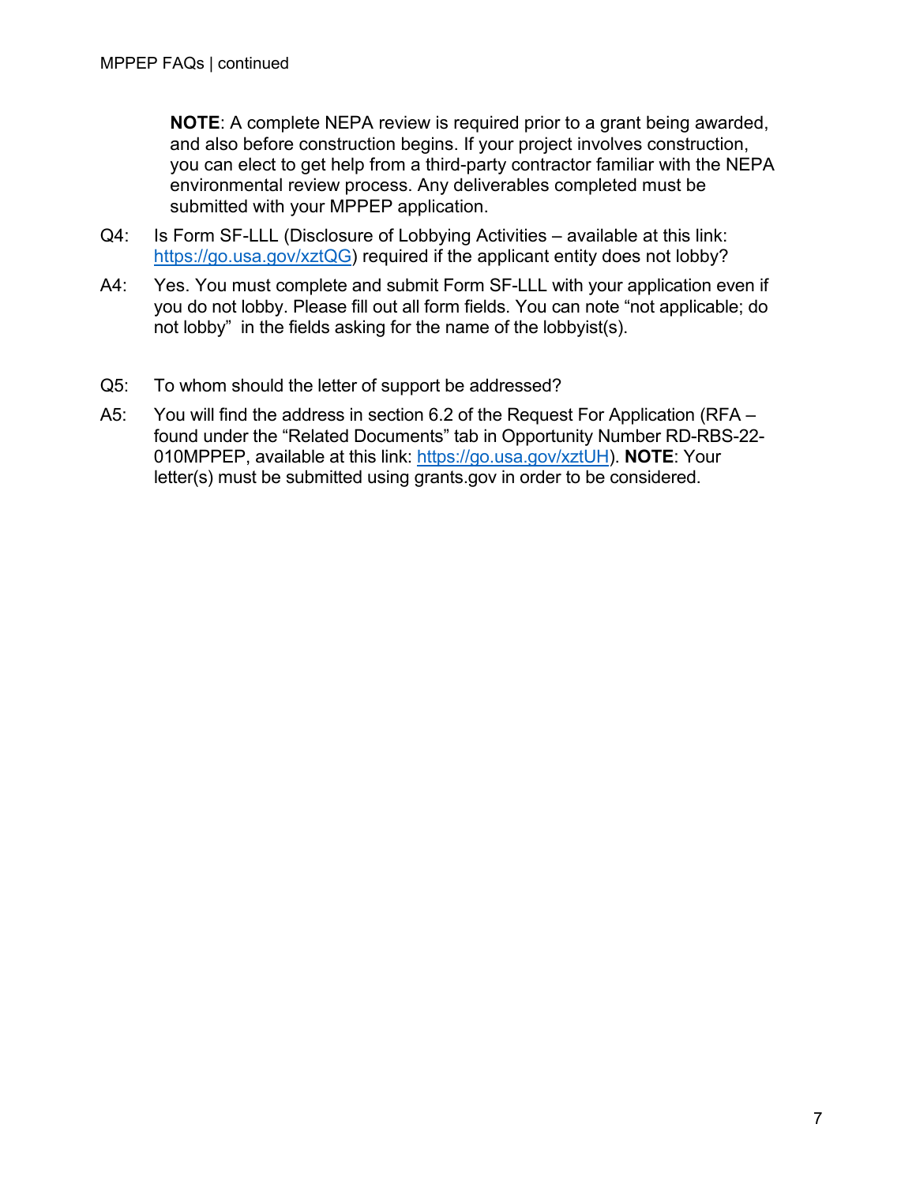**NOTE**: A complete NEPA review is required prior to a grant being awarded, and also before construction begins. If your project involves construction, you can elect to get help from a third-party contractor familiar with the NEPA environmental review process. Any deliverables completed must be submitted with your MPPEP application.

Q4: Is Form SF-LLL (Disclosure of Lobbying Activities – available at this link: https://go.usa.gov/xztQG) required if the applicant entity does not lobby?

A4: Yes. You must complete and submit Form SF-LLL with your application even if you do not lobby. Please fill out all form fields. You can note "not applicable; do not lobby" in the fields asking for the name of the lobbyist(s).

Q5: To whom should the letter of support be addressed?

A5: You will find the address in section 6.2 of the Request For Application (RFA – found under the "Related Documents" tab in Opportunity Number RD-RBS-22-010MPPEP, available at this link: https://go.usa.gov/xztUH). **NOTE**: Your letter(s) must be submitted using grants.gov in order to be considered.